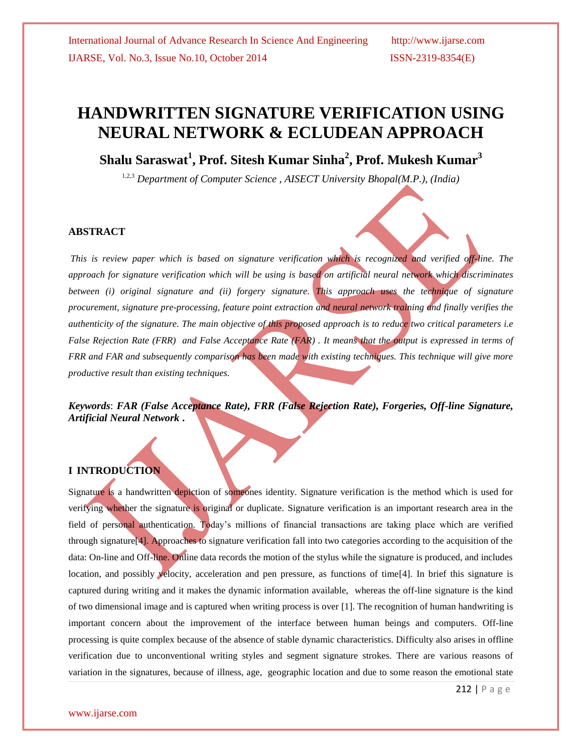# HANDWRITTEN SIGNATURE VERIFICATION USING NEURAL NETWORK & ECLUDEAN APPROACH

**Shalu Saraswat[1], Prof. Sitesh Kumar Sinha[2], Prof. Mukesh Kumar[3]**

[1,2,3] *Department of Computer Science , AISECT University Bhopal(M.P.), (India)*

## ABSTRACT

*This is review paper which is based on signature verification which is recognized and verified off-line. The approach for signature verification which will be using is based on artificial neural network which discriminates between (i) original signature and (ii) forgery signature. This approach uses the technique of signature procurement, signature pre-processing, feature point extraction and neural network training and finally verifies the authenticity of the signature. The main objective of this proposed approach is to reduce two critical parameters i.e False Rejection Rate (FRR) and False Acceptance Rate (FAR) . It means that the output is expressed in terms of FRR and FAR and subsequently comparison has been made with existing techniques. This technique will give more productive result than existing techniques.*

***Keywords*: FAR (False Acceptance Rate), FRR (False Rejection Rate), Forgeries, Off-line Signature, Artificial Neural Network .**

## I INTRODUCTION

Signature is a handwritten depiction of someones identity. Signature verification is the method which is used for verifying whether the signature is original or duplicate. Signature verification is an important research area in the field of personal authentication. Today's millions of financial transactions are taking place which are verified through signature[4]. Approaches to signature verification fall into two categories according to the acquisition of the data: On-line and Off-line. Online data records the motion of the stylus while the signature is produced, and includes location, and possibly velocity, acceleration and pen pressure, as functions of time[4]. In brief this signature is captured during writing and it makes the dynamic information available, whereas the off-line signature is the kind of two dimensional image and is captured when writing process is over [1]. The recognition of human handwriting is important concern about the improvement of the interface between human beings and computers. Off-line processing is quite complex because of the absence of stable dynamic characteristics. Difficulty also arises in offline verification due to unconventional writing styles and segment signature strokes. There are various reasons of variation in the signatures, because of illness, age, geographic location and due to some reason the emotional state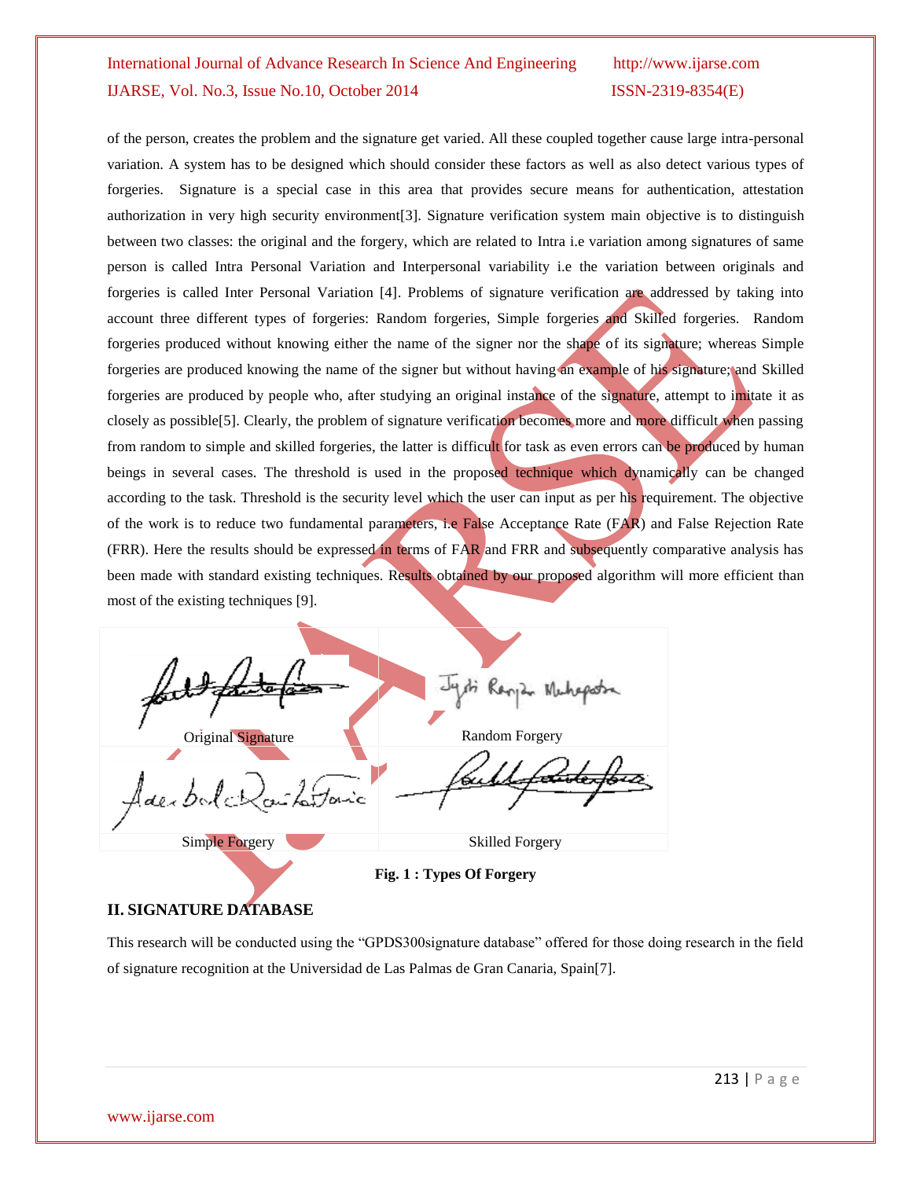of the person, creates the problem and the signature get varied. All these coupled together cause large intra-personal variation. A system has to be designed which should consider these factors as well as also detect various types of forgeries. Signature is a special case in this area that provides secure means for authentication, attestation authorization in very high security environment[3]. Signature verification system main objective is to distinguish between two classes: the original and the forgery, which are related to Intra i.e variation among signatures of same person is called Intra Personal Variation and Interpersonal variability i.e the variation between originals and forgeries is called Inter Personal Variation [4]. Problems of signature verification are addressed by taking into account three different types of forgeries: Random forgeries, Simple forgeries and Skilled forgeries. Random forgeries produced without knowing either the name of the signer nor the shape of its signature; whereas Simple forgeries are produced knowing the name of the signer but without having an example of his signature; and Skilled forgeries are produced by people who, after studying an original instance of the signature, attempt to imitate it as closely as possible[5]. Clearly, the problem of signature verification becomes more and more difficult when passing from random to simple and skilled forgeries, the latter is difficult for task as even errors can be produced by human beings in several cases. The threshold is used in the proposed technique which dynamically can be changed according to the task. Threshold is the security level which the user can input as per his requirement. The objective of the work is to reduce two fundamental parameters, i.e False Acceptance Rate (FAR) and False Rejection Rate (FRR). Here the results should be expressed in terms of FAR and FRR and subsequently comparative analysis has been made with standard existing techniques. Results obtained by our proposed algorithm will more efficient than most of the existing techniques [9].

| Original Signature | Random Forgery |
| --- | --- |
| Simple Forgery | Skilled Forgery |

**Fig. 1 : Types Of Forgery**

## II. SIGNATURE DATABASE

This research will be conducted using the "GPDS300signature database" offered for those doing research in the field of signature recognition at the Universidad de Las Palmas de Gran Canaria, Spain[7].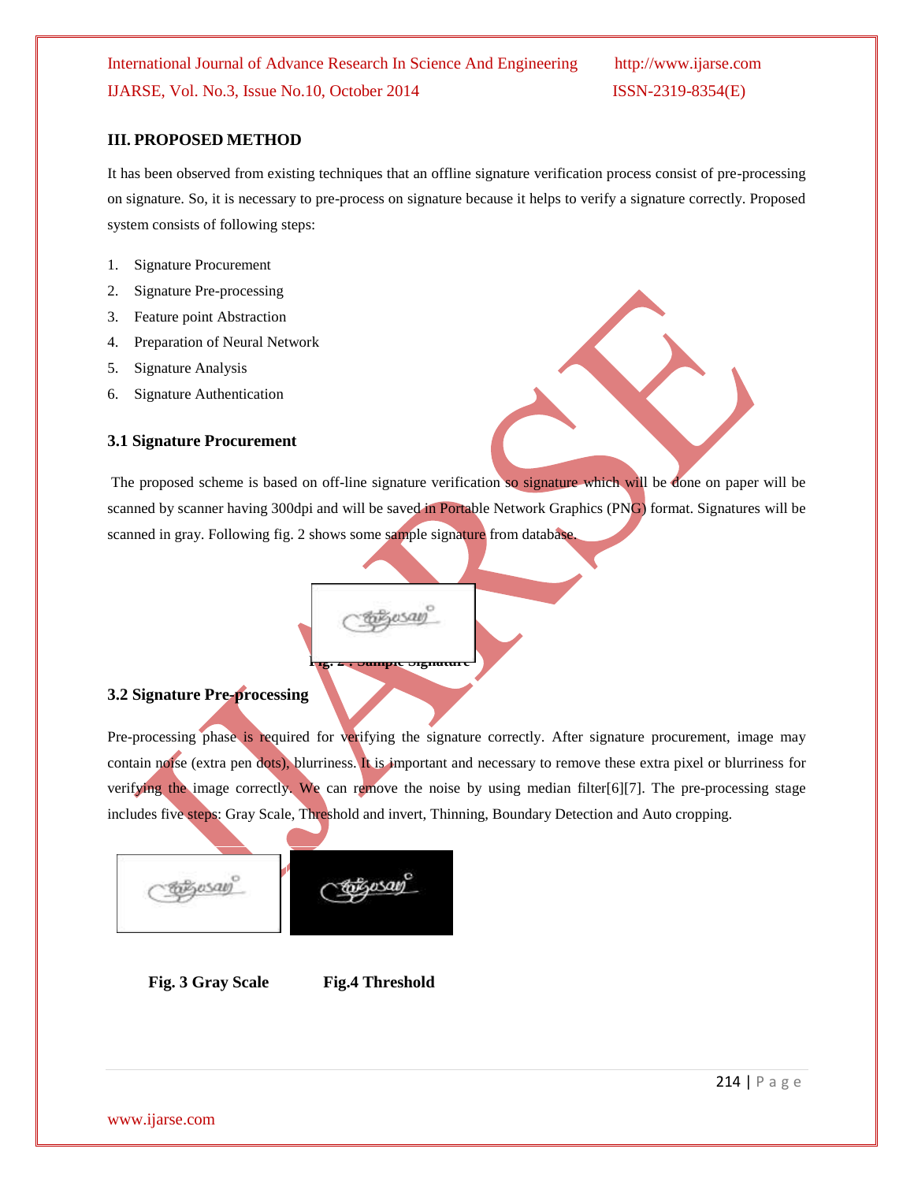## III. PROPOSED METHOD

It has been observed from existing techniques that an offline signature verification process consist of pre-processing on signature. So, it is necessary to pre-process on signature because it helps to verify a signature correctly. Proposed system consists of following steps:

1. Signature Procurement
2. Signature Pre-processing
3. Feature point Abstraction
4. Preparation of Neural Network
5. Signature Analysis
6. Signature Authentication

### 3.1 Signature Procurement

The proposed scheme is based on off-line signature verification so signature which will be done on paper will be scanned by scanner having 300dpi and will be saved in Portable Network Graphics (PNG) format. Signatures will be scanned in gray. Following fig. 2 shows some sample signature from database.

**Fig. 2 : Sample Signature**

### 3.2 Signature Pre-processing

Pre-processing phase is required for verifying the signature correctly. After signature procurement, image may contain noise (extra pen dots), blurriness. It is important and necessary to remove these extra pixel or blurriness for verifying the image correctly. We can remove the noise by using median filter[6][7]. The pre-processing stage includes five steps: Gray Scale, Threshold and invert, Thinning, Boundary Detection and Auto cropping.

**Fig. 3 Gray Scale** **Fig.4 Threshold**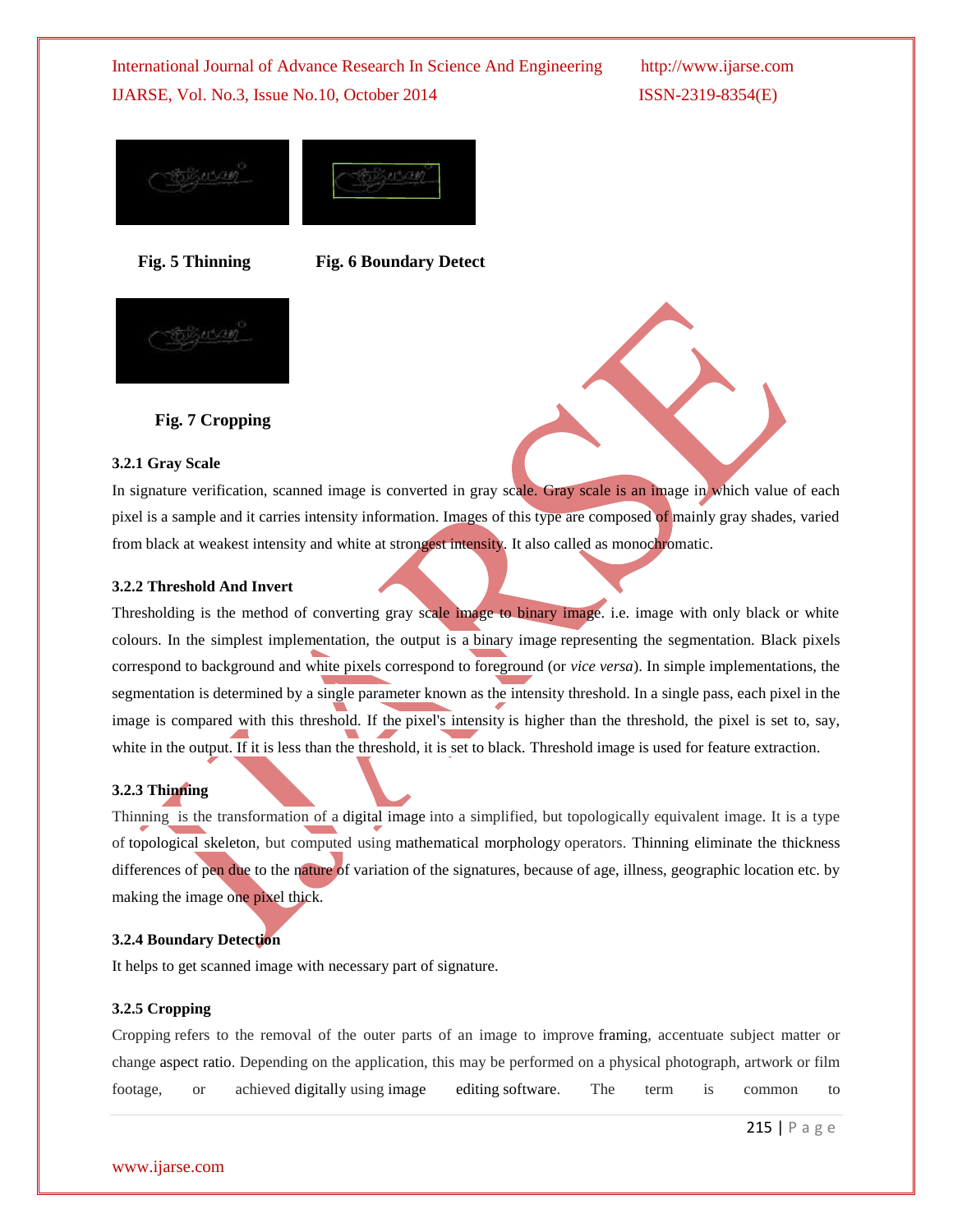Fig. 5 Thinning

Fig. 6 Boundary Detect

Fig. 7 Cropping

### 3.2.1 Gray Scale

In signature verification, scanned image is converted in gray scale. Gray scale is an image in which value of each pixel is a sample and it carries intensity information. Images of this type are composed of mainly gray shades, varied from black at weakest intensity and white at strongest intensity. It also called as monochromatic.

### 3.2.2 Threshold And Invert

Thresholding is the method of converting gray scale image to binary image. i.e. image with only black or white colours. In the simplest implementation, the output is a binary image representing the segmentation. Black pixels correspond to background and white pixels correspond to foreground (or *vice versa*). In simple implementations, the segmentation is determined by a single parameter known as the intensity threshold. In a single pass, each pixel in the image is compared with this threshold. If the pixel's intensity is higher than the threshold, the pixel is set to, say, white in the output. If it is less than the threshold, it is set to black. Threshold image is used for feature extraction.

### 3.2.3 Thinning

Thinning is the transformation of a digital image into a simplified, but topologically equivalent image. It is a type of topological skeleton, but computed using mathematical morphology operators. Thinning eliminate the thickness differences of pen due to the nature of variation of the signatures, because of age, illness, geographic location etc. by making the image one pixel thick.

### 3.2.4 Boundary Detection

It helps to get scanned image with necessary part of signature.

### 3.2.5 Cropping

Cropping refers to the removal of the outer parts of an image to improve framing, accentuate subject matter or change aspect ratio. Depending on the application, this may be performed on a physical photograph, artwork or film footage, or achieved digitally using image editing software. The term is common to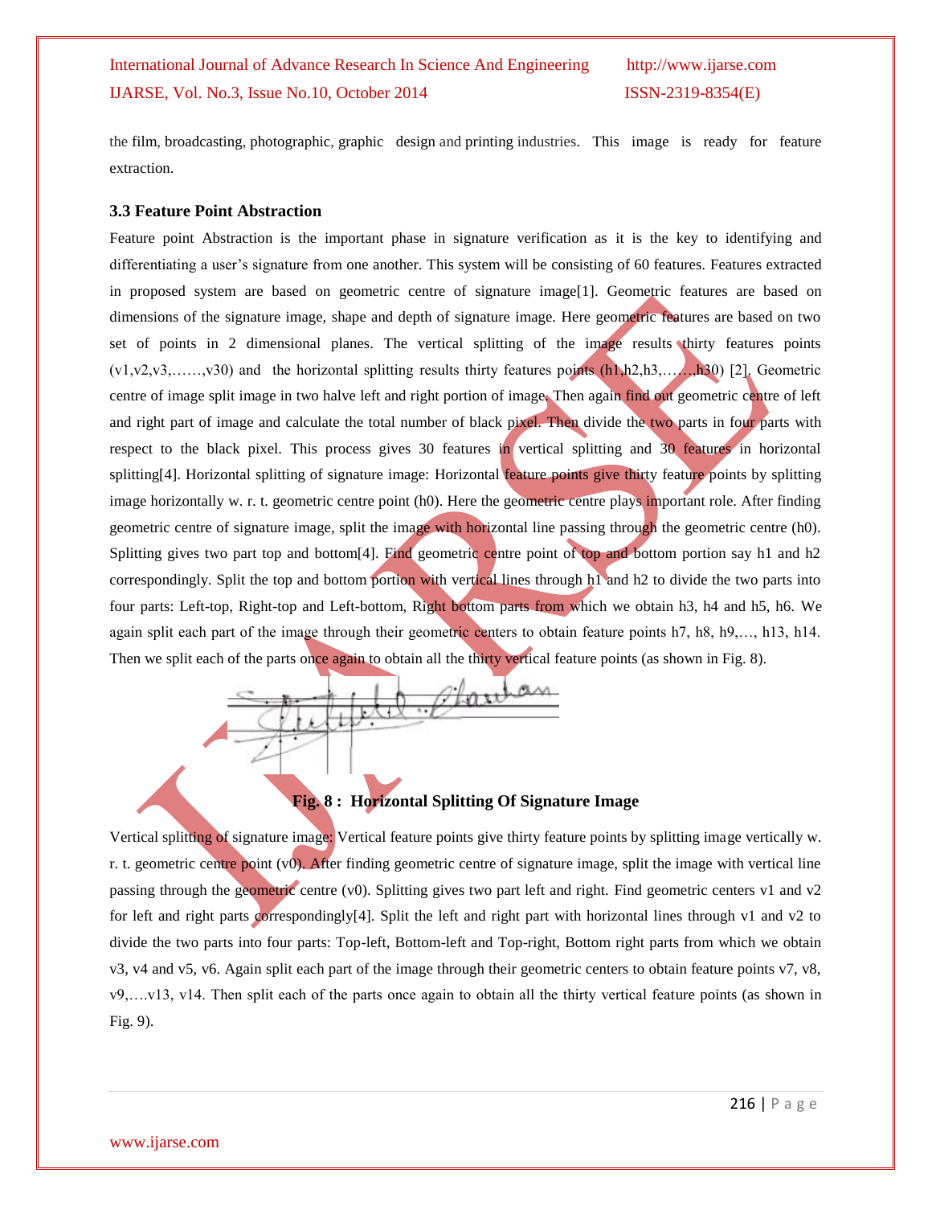the film, broadcasting, photographic, graphic design and printing industries. This image is ready for feature extraction.

### 3.3 Feature Point Abstraction

Feature point Abstraction is the important phase in signature verification as it is the key to identifying and differentiating a user's signature from one another. This system will be consisting of 60 features. Features extracted in proposed system are based on geometric centre of signature image[1]. Geometric features are based on dimensions of the signature image, shape and depth of signature image. Here geometric features are based on two set of points in 2 dimensional planes. The vertical splitting of the image results thirty features points (v1,v2,v3,……,v30) and the horizontal splitting results thirty features points (h1,h2,h3,……,h30) [2]. Geometric centre of image split image in two halve left and right portion of image. Then again find out geometric centre of left and right part of image and calculate the total number of black pixel. Then divide the two parts in four parts with respect to the black pixel. This process gives 30 features in vertical splitting and 30 features in horizontal splitting[4]. Horizontal splitting of signature image: Horizontal feature points give thirty feature points by splitting image horizontally w. r. t. geometric centre point (h0). Here the geometric centre plays important role. After finding geometric centre of signature image, split the image with horizontal line passing through the geometric centre (h0). Splitting gives two part top and bottom[4]. Find geometric centre point of top and bottom portion say h1 and h2 correspondingly. Split the top and bottom portion with vertical lines through h1 and h2 to divide the two parts into four parts: Left-top, Right-top and Left-bottom, Right bottom parts from which we obtain h3, h4 and h5, h6. We again split each part of the image through their geometric centers to obtain feature points h7, h8, h9,…, h13, h14. Then we split each of the parts once again to obtain all the thirty vertical feature points (as shown in Fig. 8).

**Fig. 8 : Horizontal Splitting Of Signature Image**

Vertical splitting of signature image: Vertical feature points give thirty feature points by splitting image vertically w. r. t. geometric centre point (v0). After finding geometric centre of signature image, split the image with vertical line passing through the geometric centre (v0). Splitting gives two part left and right. Find geometric centers v1 and v2 for left and right parts correspondingly[4]. Split the left and right part with horizontal lines through v1 and v2 to divide the two parts into four parts: Top-left, Bottom-left and Top-right, Bottom right parts from which we obtain v3, v4 and v5, v6. Again split each part of the image through their geometric centers to obtain feature points v7, v8, v9,….v13, v14. Then split each of the parts once again to obtain all the thirty vertical feature points (as shown in Fig. 9).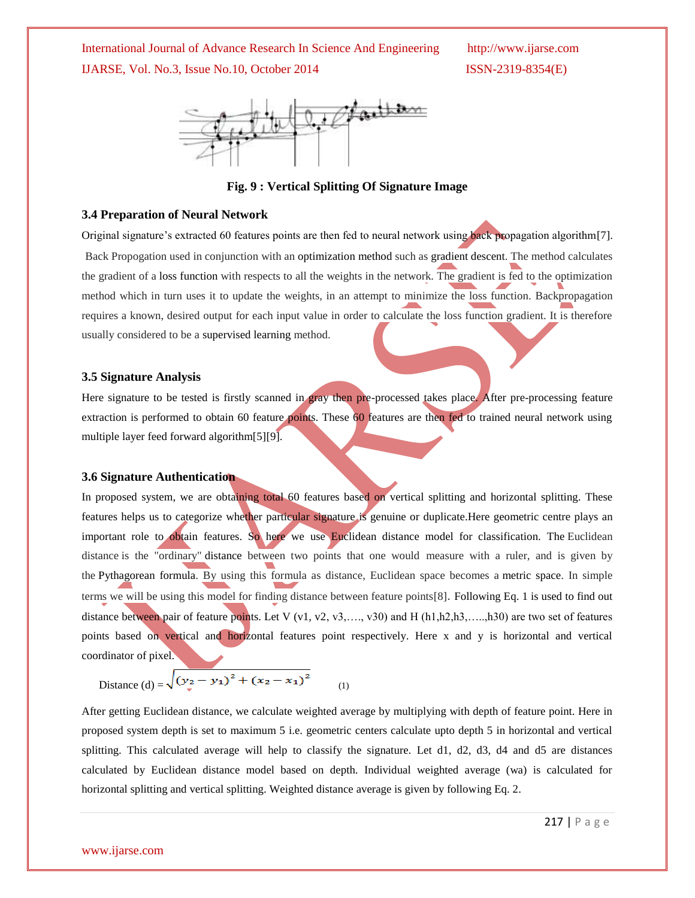**Fig. 9 : Vertical Splitting Of Signature Image**

### 3.4 Preparation of Neural Network

Original signature's extracted 60 features points are then fed to neural network using back propagation algorithm[7]. Back Propogation used in conjunction with an optimization method such as gradient descent. The method calculates the gradient of a loss function with respects to all the weights in the network. The gradient is fed to the optimization method which in turn uses it to update the weights, in an attempt to minimize the loss function. Backpropagation requires a known, desired output for each input value in order to calculate the loss function gradient. It is therefore usually considered to be a supervised learning method.

### 3.5 Signature Analysis

Here signature to be tested is firstly scanned in gray then pre-processed takes place. After pre-processing feature extraction is performed to obtain 60 feature points. These 60 features are then fed to trained neural network using multiple layer feed forward algorithm[5][9].

### 3.6 Signature Authentication

In proposed system, we are obtaining total 60 features based on vertical splitting and horizontal splitting. These features helps us to categorize whether particular signature is genuine or duplicate.Here geometric centre plays an important role to obtain features. So here we use Euclidean distance model for classification. The Euclidean distance is the "ordinary" distance between two points that one would measure with a ruler, and is given by the Pythagorean formula. By using this formula as distance, Euclidean space becomes a metric space. In simple terms we will be using this model for finding distance between feature points[8]. Following Eq. 1 is used to find out distance between pair of feature points. Let V (v1, v2, v3,…., v30) and H (h1,h2,h3,…..,h30) are two set of features points based on vertical and horizontal features point respectively. Here x and y is horizontal and vertical coordinator of pixel.

$$\text{Distance (d)} = \sqrt{(y_2 - y_1)^2 + (x_2 - x_1)^2} \qquad (1)$$

After getting Euclidean distance, we calculate weighted average by multiplying with depth of feature point. Here in proposed system depth is set to maximum 5 i.e. geometric centers calculate upto depth 5 in horizontal and vertical splitting. This calculated average will help to classify the signature. Let d1, d2, d3, d4 and d5 are distances calculated by Euclidean distance model based on depth. Individual weighted average (wa) is calculated for horizontal splitting and vertical splitting. Weighted distance average is given by following Eq. 2.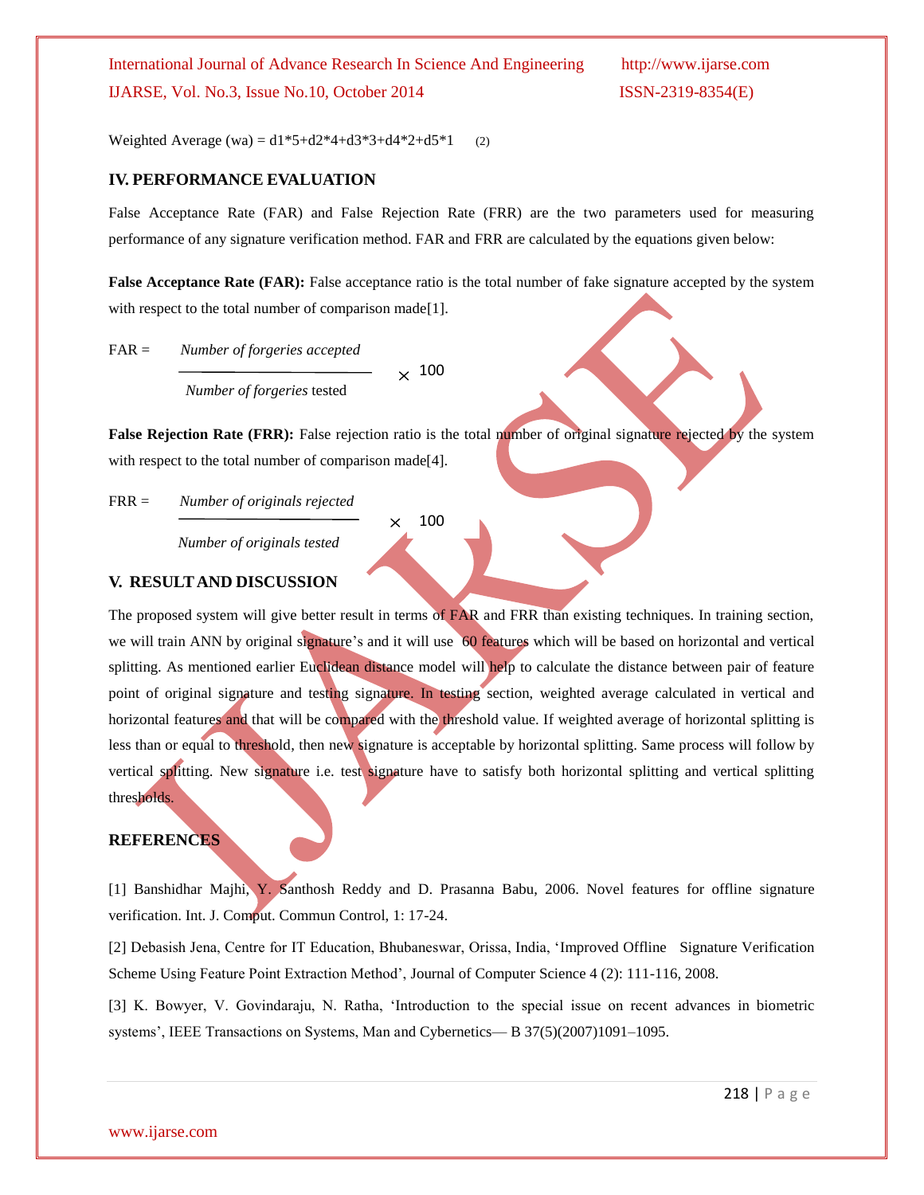Weighted Average (wa) = d1*5+d2*4+d3*3+d4*2+d5*1 (2)

## IV. PERFORMANCE EVALUATION

False Acceptance Rate (FAR) and False Rejection Rate (FRR) are the two parameters used for measuring performance of any signature verification method. FAR and FRR are calculated by the equations given below:

**False Acceptance Rate (FAR):** False acceptance ratio is the total number of fake signature accepted by the system with respect to the total number of comparison made[1].

$$FAR = \frac{\textit{Number of forgeries accepted}}{\textit{Number of forgeries tested}} \times 100$$

**False Rejection Rate (FRR):** False rejection ratio is the total number of original signature rejected by the system with respect to the total number of comparison made[4].

$$FRR = \frac{\textit{Number of originals rejected}}{\textit{Number of originals tested}} \times 100$$

## V. RESULT AND DISCUSSION

The proposed system will give better result in terms of FAR and FRR than existing techniques. In training section, we will train ANN by original signature's and it will use 60 features which will be based on horizontal and vertical splitting. As mentioned earlier Euclidean distance model will help to calculate the distance between pair of feature point of original signature and testing signature. In testing section, weighted average calculated in vertical and horizontal features and that will be compared with the threshold value. If weighted average of horizontal splitting is less than or equal to threshold, then new signature is acceptable by horizontal splitting. Same process will follow by vertical splitting. New signature i.e. test signature have to satisfy both horizontal splitting and vertical splitting thresholds.

## REFERENCES

[1] Banshidhar Majhi, Y. Santhosh Reddy and D. Prasanna Babu, 2006. Novel features for offline signature verification. Int. J. Comput. Commun Control, 1: 17-24.

[2] Debasish Jena, Centre for IT Education, Bhubaneswar, Orissa, India, 'Improved Offline Signature Verification Scheme Using Feature Point Extraction Method', Journal of Computer Science 4 (2): 111-116, 2008.

[3] K. Bowyer, V. Govindaraju, N. Ratha, 'Introduction to the special issue on recent advances in biometric systems', IEEE Transactions on Systems, Man and Cybernetics— B 37(5)(2007)1091–1095.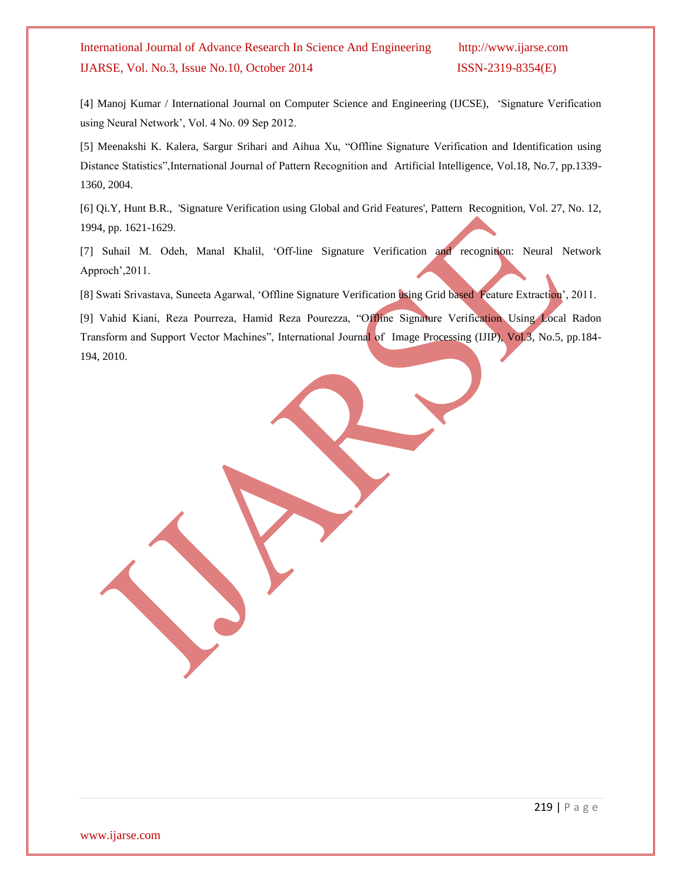[4] Manoj Kumar / International Journal on Computer Science and Engineering (IJCSE), 'Signature Verification using Neural Network', Vol. 4 No. 09 Sep 2012.

[5] Meenakshi K. Kalera, Sargur Srihari and Aihua Xu, "Offline Signature Verification and Identification using Distance Statistics",International Journal of Pattern Recognition and Artificial Intelligence, Vol.18, No.7, pp.1339-1360, 2004.

[6] Qi.Y, Hunt B.R., 'Signature Verification using Global and Grid Features', Pattern Recognition, Vol. 27, No. 12, 1994, pp. 1621-1629.

[7] Suhail M. Odeh, Manal Khalil, 'Off-line Signature Verification and recognition: Neural Network Approch',2011.

[8] Swati Srivastava, Suneeta Agarwal, 'Offline Signature Verification using Grid based Feature Extraction', 2011.

[9] Vahid Kiani, Reza Pourreza, Hamid Reza Pourezza, "Offline Signature Verification Using Local Radon Transform and Support Vector Machines", International Journal of Image Processing (IJIP), Vol.3, No.5, pp.184-194, 2010.